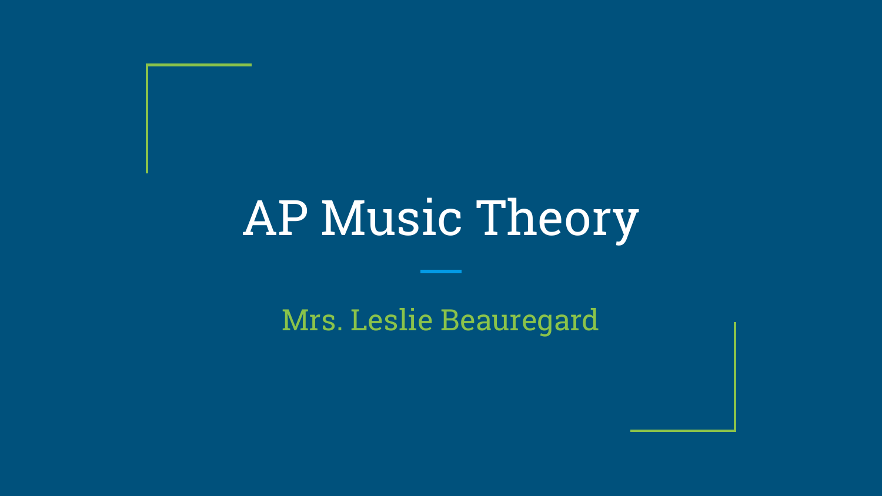# AP Music Theory

Mrs. Leslie Beauregard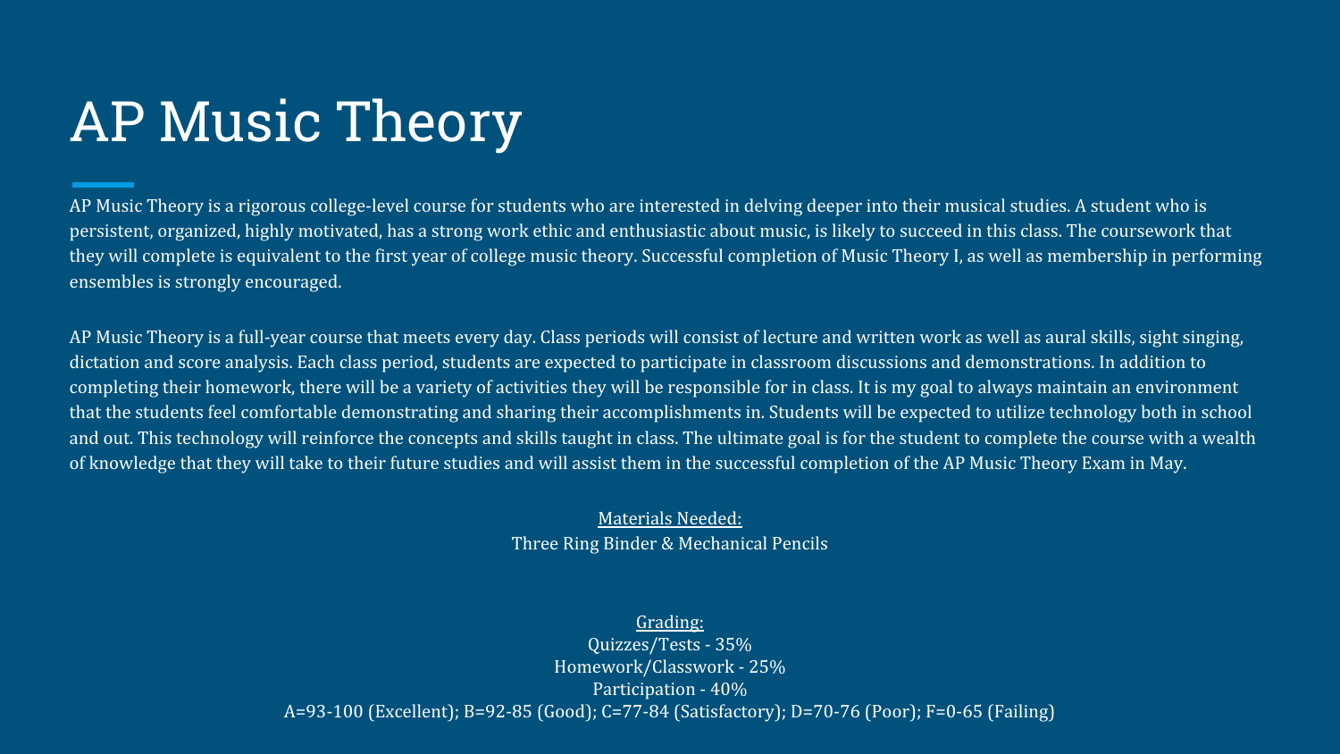# AP Music Theory

AP Music Theory is a rigorous college-level course for students who are interested in delving deeper into their musical studies. A student who is persistent, organized, highly motivated, has a strong work ethic and enthusiastic about music, is likely to succeed in this class. The coursework that they will complete is equivalent to the first year of college music theory. Successful completion of Music Theory I, as well as membership in performing ensembles is strongly encouraged.

AP Music Theory is a full-year course that meets every day. Class periods will consist of lecture and written work as well as aural skills, sight singing, dictation and score analysis. Each class period, students are expected to participate in classroom discussions and demonstrations. In addition to completing their homework, there will be a variety of activities they will be responsible for in class. It is my goal to always maintain an environment that the students feel comfortable demonstrating and sharing their accomplishments in. Students will be expected to utilize technology both in school and out. This technology will reinforce the concepts and skills taught in class. The ultimate goal is for the student to complete the course with a wealth of knowledge that they will take to their future studies and will assist them in the successful completion of the AP Music Theory Exam in May.

Materials Needed:
Three Ring Binder & Mechanical Pencils

Grading:
Quizzes/Tests - 35%
Homework/Classwork - 25%
Participation - 40%
A=93-100 (Excellent); B=92-85 (Good); C=77-84 (Satisfactory); D=70-76 (Poor); F=0-65 (Failing)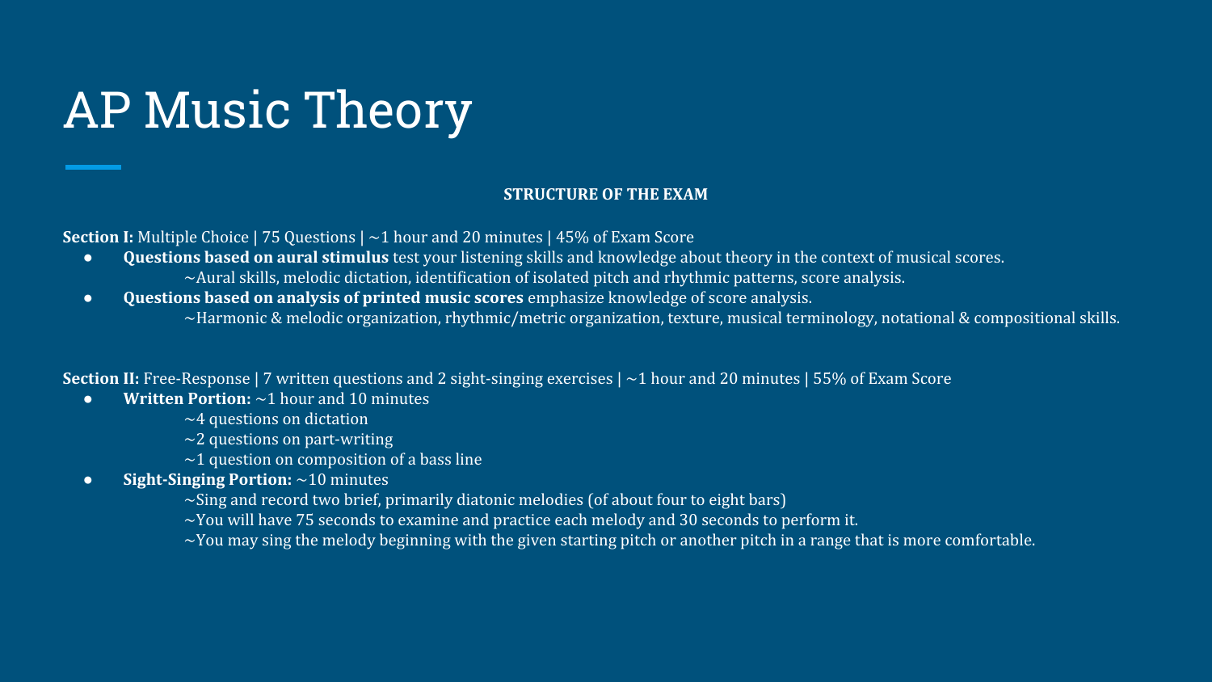# AP Music Theory

**STRUCTURE OF THE EXAM**

**Section I:** Multiple Choice | 75 Questions | ~1 hour and 20 minutes | 45% of Exam Score

- **Questions based on aural stimulus** test your listening skills and knowledge about theory in the context of musical scores.
  - ~Aural skills, melodic dictation, identification of isolated pitch and rhythmic patterns, score analysis.
- **Questions based on analysis of printed music scores** emphasize knowledge of score analysis.
  - ~Harmonic & melodic organization, rhythmic/metric organization, texture, musical terminology, notational & compositional skills.

**Section II:** Free-Response | 7 written questions and 2 sight-singing exercises | ~1 hour and 20 minutes | 55% of Exam Score

- **Written Portion:** ~1 hour and 10 minutes
  - ~4 questions on dictation
  - ~2 questions on part-writing
  - ~1 question on composition of a bass line
- **Sight-Singing Portion:** ~10 minutes
  - ~Sing and record two brief, primarily diatonic melodies (of about four to eight bars)
  - ~You will have 75 seconds to examine and practice each melody and 30 seconds to perform it.
  - ~You may sing the melody beginning with the given starting pitch or another pitch in a range that is more comfortable.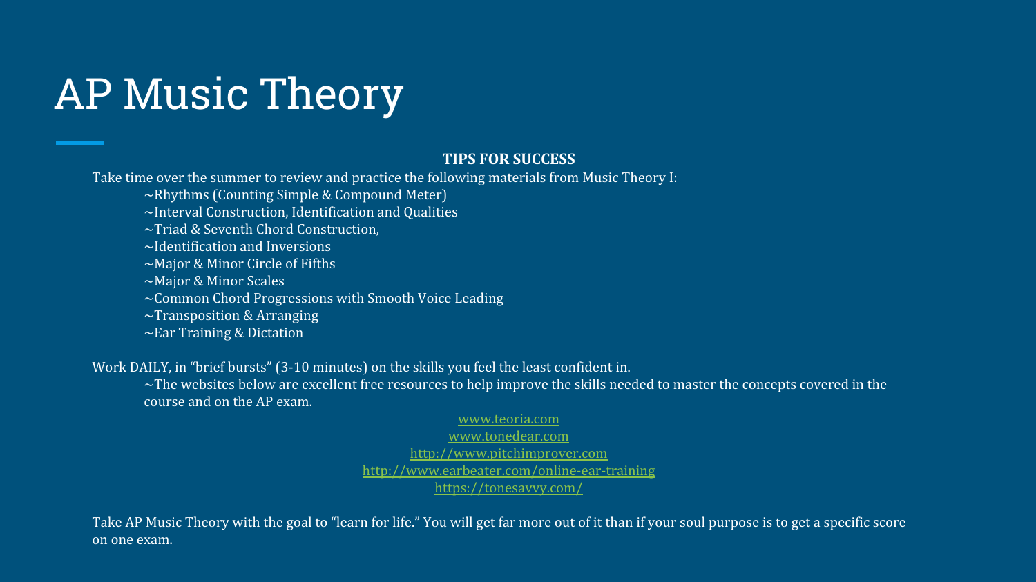# AP Music Theory

**TIPS FOR SUCCESS**

Take time over the summer to review and practice the following materials from Music Theory I:

~Rhythms (Counting Simple & Compound Meter)
~Interval Construction, Identification and Qualities
~Triad & Seventh Chord Construction,
~Identification and Inversions
~Major & Minor Circle of Fifths
~Major & Minor Scales
~Common Chord Progressions with Smooth Voice Leading
~Transposition & Arranging
~Ear Training & Dictation

Work DAILY, in "brief bursts" (3-10 minutes) on the skills you feel the least confident in.

~The websites below are excellent free resources to help improve the skills needed to master the concepts covered in the course and on the AP exam.

www.teoria.com
www.tonedear.com
http://www.pitchimprover.com
http://www.earbeater.com/online-ear-training
https://tonesavvy.com/

Take AP Music Theory with the goal to "learn for life." You will get far more out of it than if your soul purpose is to get a specific score on one exam.